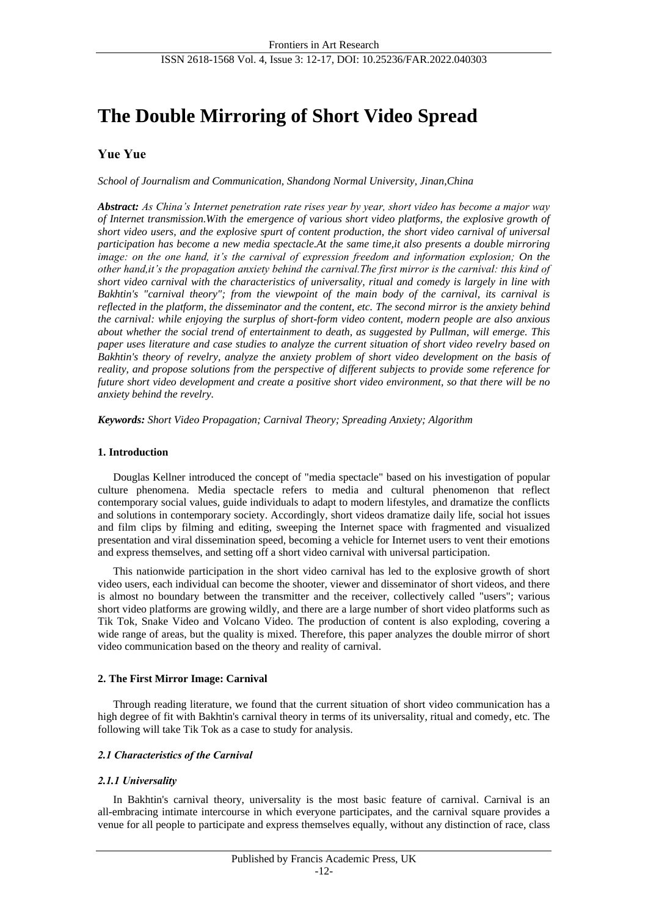# The Double Mirroring of Short Video Spread

**Yue Yue**

*School of Journalism and Communication, Shandong Normal University, Jinan,China*

***Abstract:*** *As China's Internet penetration rate rises year by year, short video has become a major way of Internet transmission.With the emergence of various short video platforms, the explosive growth of short video users, and the explosive spurt of content production, the short video carnival of universal participation has become a new media spectacle.At the same time,it also presents a double mirroring image: on the one hand, it's the carnival of expression freedom and information explosion; On the other hand,it's the propagation anxiety behind the carnival.The first mirror is the carnival: this kind of short video carnival with the characteristics of universality, ritual and comedy is largely in line with Bakhtin's "carnival theory"; from the viewpoint of the main body of the carnival, its carnival is reflected in the platform, the disseminator and the content, etc. The second mirror is the anxiety behind the carnival: while enjoying the surplus of short-form video content, modern people are also anxious about whether the social trend of entertainment to death, as suggested by Pullman, will emerge. This paper uses literature and case studies to analyze the current situation of short video revelry based on Bakhtin's theory of revelry, analyze the anxiety problem of short video development on the basis of reality, and propose solutions from the perspective of different subjects to provide some reference for future short video development and create a positive short video environment, so that there will be no anxiety behind the revelry.*

***Keywords:*** *Short Video Propagation; Carnival Theory; Spreading Anxiety; Algorithm*

## 1. Introduction

Douglas Kellner introduced the concept of "media spectacle" based on his investigation of popular culture phenomena. Media spectacle refers to media and cultural phenomenon that reflect contemporary social values, guide individuals to adapt to modern lifestyles, and dramatize the conflicts and solutions in contemporary society. Accordingly, short videos dramatize daily life, social hot issues and film clips by filming and editing, sweeping the Internet space with fragmented and visualized presentation and viral dissemination speed, becoming a vehicle for Internet users to vent their emotions and express themselves, and setting off a short video carnival with universal participation.

This nationwide participation in the short video carnival has led to the explosive growth of short video users, each individual can become the shooter, viewer and disseminator of short videos, and there is almost no boundary between the transmitter and the receiver, collectively called "users"; various short video platforms are growing wildly, and there are a large number of short video platforms such as Tik Tok, Snake Video and Volcano Video. The production of content is also exploding, covering a wide range of areas, but the quality is mixed. Therefore, this paper analyzes the double mirror of short video communication based on the theory and reality of carnival.

## 2. The First Mirror Image: Carnival

Through reading literature, we found that the current situation of short video communication has a high degree of fit with Bakhtin's carnival theory in terms of its universality, ritual and comedy, etc. The following will take Tik Tok as a case to study for analysis.

### *2.1 Characteristics of the Carnival*

#### *2.1.1 Universality*

In Bakhtin's carnival theory, universality is the most basic feature of carnival. Carnival is an all-embracing intimate intercourse in which everyone participates, and the carnival square provides a venue for all people to participate and express themselves equally, without any distinction of race, class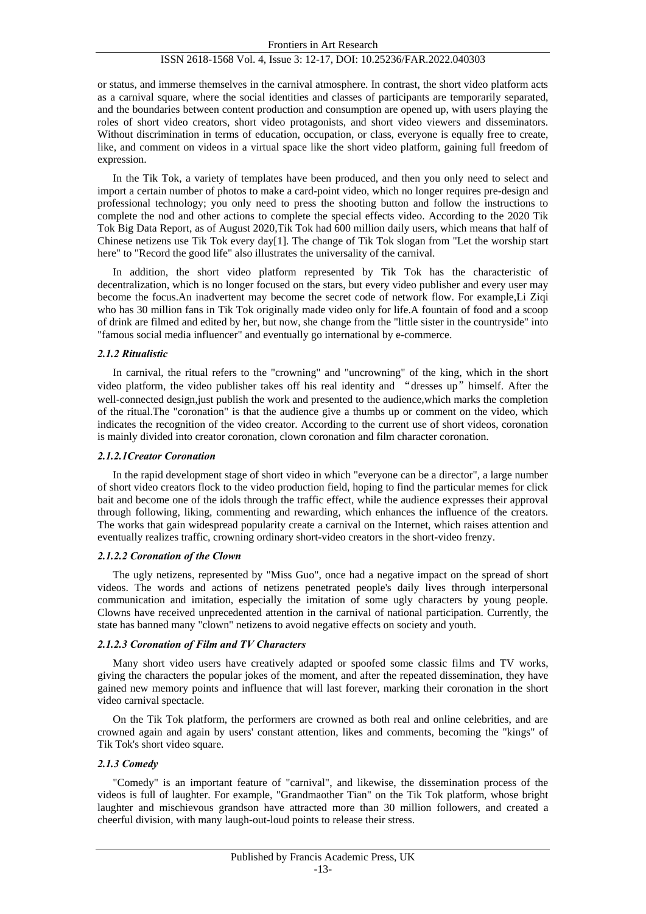or status, and immerse themselves in the carnival atmosphere. In contrast, the short video platform acts as a carnival square, where the social identities and classes of participants are temporarily separated, and the boundaries between content production and consumption are opened up, with users playing the roles of short video creators, short video protagonists, and short video viewers and disseminators. Without discrimination in terms of education, occupation, or class, everyone is equally free to create, like, and comment on videos in a virtual space like the short video platform, gaining full freedom of expression.

In the Tik Tok, a variety of templates have been produced, and then you only need to select and import a certain number of photos to make a card-point video, which no longer requires pre-design and professional technology; you only need to press the shooting button and follow the instructions to complete the nod and other actions to complete the special effects video. According to the 2020 Tik Tok Big Data Report, as of August 2020,Tik Tok had 600 million daily users, which means that half of Chinese netizens use Tik Tok every day[1]. The change of Tik Tok slogan from "Let the worship start here" to "Record the good life" also illustrates the universality of the carnival.

In addition, the short video platform represented by Tik Tok has the characteristic of decentralization, which is no longer focused on the stars, but every video publisher and every user may become the focus.An inadvertent may become the secret code of network flow. For example,Li Ziqi who has 30 million fans in Tik Tok originally made video only for life.A fountain of food and a scoop of drink are filmed and edited by her, but now, she change from the "little sister in the countryside" into "famous social media influencer" and eventually go international by e-commerce.

#### *2.1.2 Ritualistic*

In carnival, the ritual refers to the "crowning" and "uncrowning" of the king, which in the short video platform, the video publisher takes off his real identity and “dresses up” himself. After the well-connected design,just publish the work and presented to the audience,which marks the completion of the ritual.The "coronation" is that the audience give a thumbs up or comment on the video, which indicates the recognition of the video creator. According to the current use of short videos, coronation is mainly divided into creator coronation, clown coronation and film character coronation.

##### *2.1.2.1Creator Coronation*

In the rapid development stage of short video in which "everyone can be a director", a large number of short video creators flock to the video production field, hoping to find the particular memes for click bait and become one of the idols through the traffic effect, while the audience expresses their approval through following, liking, commenting and rewarding, which enhances the influence of the creators. The works that gain widespread popularity create a carnival on the Internet, which raises attention and eventually realizes traffic, crowning ordinary short-video creators in the short-video frenzy.

##### *2.1.2.2 Coronation of the Clown*

The ugly netizens, represented by "Miss Guo", once had a negative impact on the spread of short videos. The words and actions of netizens penetrated people's daily lives through interpersonal communication and imitation, especially the imitation of some ugly characters by young people. Clowns have received unprecedented attention in the carnival of national participation. Currently, the state has banned many "clown" netizens to avoid negative effects on society and youth.

##### *2.1.2.3 Coronation of Film and TV Characters*

Many short video users have creatively adapted or spoofed some classic films and TV works, giving the characters the popular jokes of the moment, and after the repeated dissemination, they have gained new memory points and influence that will last forever, marking their coronation in the short video carnival spectacle.

On the Tik Tok platform, the performers are crowned as both real and online celebrities, and are crowned again and again by users' constant attention, likes and comments, becoming the "kings" of Tik Tok's short video square.

#### *2.1.3 Comedy*

"Comedy" is an important feature of "carnival", and likewise, the dissemination process of the videos is full of laughter. For example, "Grandmaother Tian" on the Tik Tok platform, whose bright laughter and mischievous grandson have attracted more than 30 million followers, and created a cheerful division, with many laugh-out-loud points to release their stress.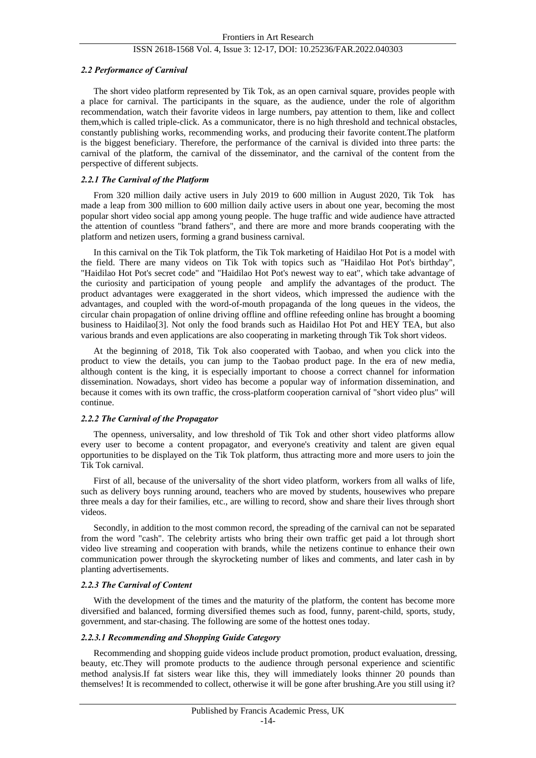### *2.2 Performance of Carnival*

The short video platform represented by Tik Tok, as an open carnival square, provides people with a place for carnival. The participants in the square, as the audience, under the role of algorithm recommendation, watch their favorite videos in large numbers, pay attention to them, like and collect them,which is called triple-click. As a communicator, there is no high threshold and technical obstacles, constantly publishing works, recommending works, and producing their favorite content.The platform is the biggest beneficiary. Therefore, the performance of the carnival is divided into three parts: the carnival of the platform, the carnival of the disseminator, and the carnival of the content from the perspective of different subjects.

#### *2.2.1 The Carnival of the Platform*

From 320 million daily active users in July 2019 to 600 million in August 2020, Tik Tok has made a leap from 300 million to 600 million daily active users in about one year, becoming the most popular short video social app among young people. The huge traffic and wide audience have attracted the attention of countless "brand fathers", and there are more and more brands cooperating with the platform and netizen users, forming a grand business carnival.

In this carnival on the Tik Tok platform, the Tik Tok marketing of Haidilao Hot Pot is a model with the field. There are many videos on Tik Tok with topics such as "Haidilao Hot Pot's birthday", "Haidilao Hot Pot's secret code" and "Haidilao Hot Pot's newest way to eat", which take advantage of the curiosity and participation of young people and amplify the advantages of the product. The product advantages were exaggerated in the short videos, which impressed the audience with the advantages, and coupled with the word-of-mouth propaganda of the long queues in the videos, the circular chain propagation of online driving offline and offline refeeding online has brought a booming business to Haidilao[3]. Not only the food brands such as Haidilao Hot Pot and HEY TEA, but also various brands and even applications are also cooperating in marketing through Tik Tok short videos.

At the beginning of 2018, Tik Tok also cooperated with Taobao, and when you click into the product to view the details, you can jump to the Taobao product page. In the era of new media, although content is the king, it is especially important to choose a correct channel for information dissemination. Nowadays, short video has become a popular way of information dissemination, and because it comes with its own traffic, the cross-platform cooperation carnival of "short video plus" will continue.

#### *2.2.2 The Carnival of the Propagator*

The openness, universality, and low threshold of Tik Tok and other short video platforms allow every user to become a content propagator, and everyone's creativity and talent are given equal opportunities to be displayed on the Tik Tok platform, thus attracting more and more users to join the Tik Tok carnival.

First of all, because of the universality of the short video platform, workers from all walks of life, such as delivery boys running around, teachers who are moved by students, housewives who prepare three meals a day for their families, etc., are willing to record, show and share their lives through short videos.

Secondly, in addition to the most common record, the spreading of the carnival can not be separated from the word "cash". The celebrity artists who bring their own traffic get paid a lot through short video live streaming and cooperation with brands, while the netizens continue to enhance their own communication power through the skyrocketing number of likes and comments, and later cash in by planting advertisements.

#### *2.2.3 The Carnival of Content*

With the development of the times and the maturity of the platform, the content has become more diversified and balanced, forming diversified themes such as food, funny, parent-child, sports, study, government, and star-chasing. The following are some of the hottest ones today.

##### *2.2.3.1 Recommending and Shopping Guide Category*

Recommending and shopping guide videos include product promotion, product evaluation, dressing, beauty, etc.They will promote products to the audience through personal experience and scientific method analysis.If fat sisters wear like this, they will immediately looks thinner 20 pounds than themselves! It is recommended to collect, otherwise it will be gone after brushing.Are you still using it?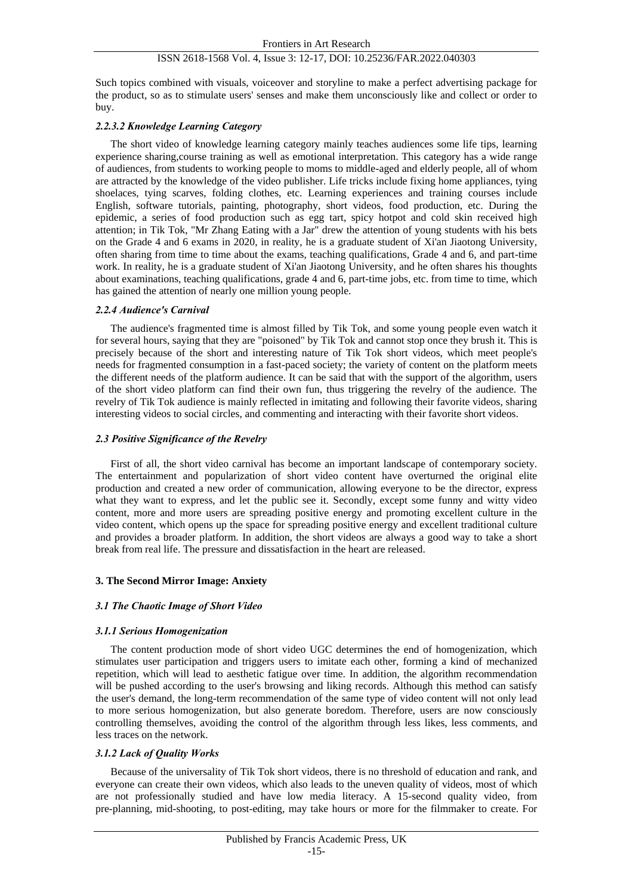Such topics combined with visuals, voiceover and storyline to make a perfect advertising package for the product, so as to stimulate users' senses and make them unconsciously like and collect or order to buy.

#### *2.2.3.2 Knowledge Learning Category*

The short video of knowledge learning category mainly teaches audiences some life tips, learning experience sharing,course training as well as emotional interpretation. This category has a wide range of audiences, from students to working people to moms to middle-aged and elderly people, all of whom are attracted by the knowledge of the video publisher. Life tricks include fixing home appliances, tying shoelaces, tying scarves, folding clothes, etc. Learning experiences and training courses include English, software tutorials, painting, photography, short videos, food production, etc. During the epidemic, a series of food production such as egg tart, spicy hotpot and cold skin received high attention; in Tik Tok, "Mr Zhang Eating with a Jar" drew the attention of young students with his bets on the Grade 4 and 6 exams in 2020, in reality, he is a graduate student of Xi'an Jiaotong University, often sharing from time to time about the exams, teaching qualifications, Grade 4 and 6, and part-time work. In reality, he is a graduate student of Xi'an Jiaotong University, and he often shares his thoughts about examinations, teaching qualifications, grade 4 and 6, part-time jobs, etc. from time to time, which has gained the attention of nearly one million young people.

### *2.2.4 Audience's Carnival*

The audience's fragmented time is almost filled by Tik Tok, and some young people even watch it for several hours, saying that they are "poisoned" by Tik Tok and cannot stop once they brush it. This is precisely because of the short and interesting nature of Tik Tok short videos, which meet people's needs for fragmented consumption in a fast-paced society; the variety of content on the platform meets the different needs of the platform audience. It can be said that with the support of the algorithm, users of the short video platform can find their own fun, thus triggering the revelry of the audience. The revelry of Tik Tok audience is mainly reflected in imitating and following their favorite videos, sharing interesting videos to social circles, and commenting and interacting with their favorite short videos.

## *2.3 Positive Significance of the Revelry*

First of all, the short video carnival has become an important landscape of contemporary society. The entertainment and popularization of short video content have overturned the original elite production and created a new order of communication, allowing everyone to be the director, express what they want to express, and let the public see it. Secondly, except some funny and witty video content, more and more users are spreading positive energy and promoting excellent culture in the video content, which opens up the space for spreading positive energy and excellent traditional culture and provides a broader platform. In addition, the short videos are always a good way to take a short break from real life. The pressure and dissatisfaction in the heart are released.

# **3. The Second Mirror Image: Anxiety**

## *3.1 The Chaotic Image of Short Video*

### *3.1.1 Serious Homogenization*

The content production mode of short video UGC determines the end of homogenization, which stimulates user participation and triggers users to imitate each other, forming a kind of mechanized repetition, which will lead to aesthetic fatigue over time. In addition, the algorithm recommendation will be pushed according to the user's browsing and liking records. Although this method can satisfy the user's demand, the long-term recommendation of the same type of video content will not only lead to more serious homogenization, but also generate boredom. Therefore, users are now consciously controlling themselves, avoiding the control of the algorithm through less likes, less comments, and less traces on the network.

### *3.1.2 Lack of Quality Works*

Because of the universality of Tik Tok short videos, there is no threshold of education and rank, and everyone can create their own videos, which also leads to the uneven quality of videos, most of which are not professionally studied and have low media literacy. A 15-second quality video, from pre-planning, mid-shooting, to post-editing, may take hours or more for the filmmaker to create. For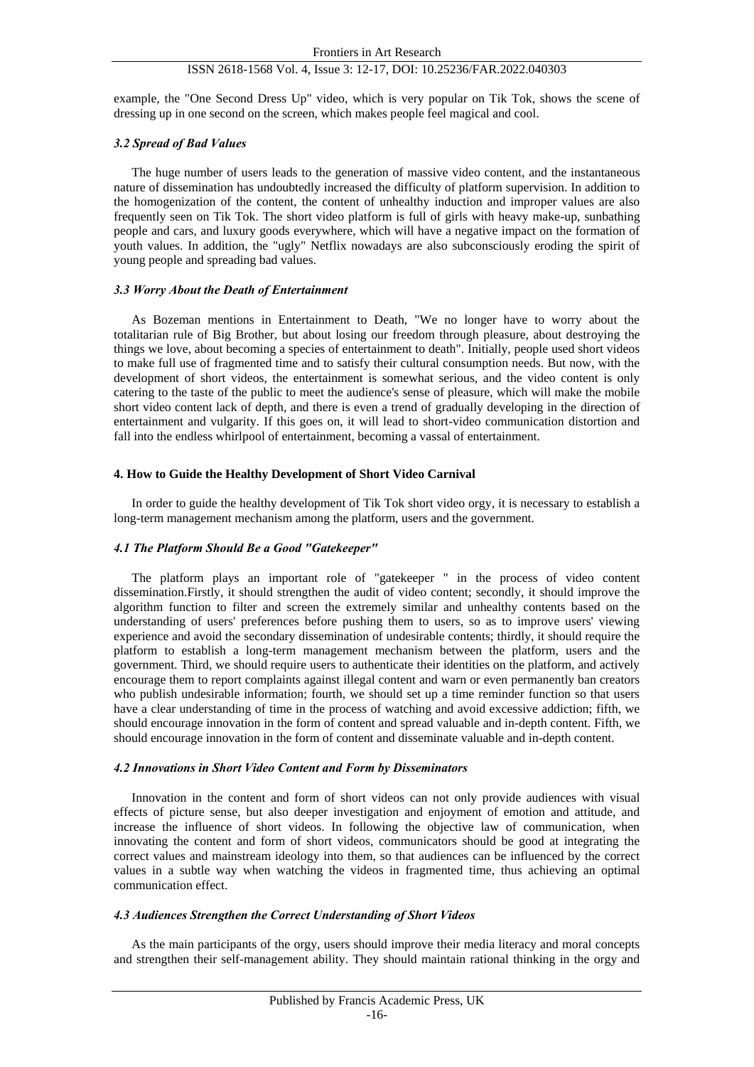example, the "One Second Dress Up" video, which is very popular on Tik Tok, shows the scene of dressing up in one second on the screen, which makes people feel magical and cool.

### *3.2 Spread of Bad Values*

The huge number of users leads to the generation of massive video content, and the instantaneous nature of dissemination has undoubtedly increased the difficulty of platform supervision. In addition to the homogenization of the content, the content of unhealthy induction and improper values are also frequently seen on Tik Tok. The short video platform is full of girls with heavy make-up, sunbathing people and cars, and luxury goods everywhere, which will have a negative impact on the formation of youth values. In addition, the "ugly" Netflix nowadays are also subconsciously eroding the spirit of young people and spreading bad values.

### *3.3 Worry About the Death of Entertainment*

As Bozeman mentions in Entertainment to Death, "We no longer have to worry about the totalitarian rule of Big Brother, but about losing our freedom through pleasure, about destroying the things we love, about becoming a species of entertainment to death". Initially, people used short videos to make full use of fragmented time and to satisfy their cultural consumption needs. But now, with the development of short videos, the entertainment is somewhat serious, and the video content is only catering to the taste of the public to meet the audience's sense of pleasure, which will make the mobile short video content lack of depth, and there is even a trend of gradually developing in the direction of entertainment and vulgarity. If this goes on, it will lead to short-video communication distortion and fall into the endless whirlpool of entertainment, becoming a vassal of entertainment.

## **4. How to Guide the Healthy Development of Short Video Carnival**

In order to guide the healthy development of Tik Tok short video orgy, it is necessary to establish a long-term management mechanism among the platform, users and the government.

### *4.1 The Platform Should Be a Good "Gatekeeper"*

The platform plays an important role of "gatekeeper " in the process of video content dissemination.Firstly, it should strengthen the audit of video content; secondly, it should improve the algorithm function to filter and screen the extremely similar and unhealthy contents based on the understanding of users' preferences before pushing them to users, so as to improve users' viewing experience and avoid the secondary dissemination of undesirable contents; thirdly, it should require the platform to establish a long-term management mechanism between the platform, users and the government. Third, we should require users to authenticate their identities on the platform, and actively encourage them to report complaints against illegal content and warn or even permanently ban creators who publish undesirable information; fourth, we should set up a time reminder function so that users have a clear understanding of time in the process of watching and avoid excessive addiction; fifth, we should encourage innovation in the form of content and spread valuable and in-depth content. Fifth, we should encourage innovation in the form of content and disseminate valuable and in-depth content.

### *4.2 Innovations in Short Video Content and Form by Disseminators*

Innovation in the content and form of short videos can not only provide audiences with visual effects of picture sense, but also deeper investigation and enjoyment of emotion and attitude, and increase the influence of short videos. In following the objective law of communication, when innovating the content and form of short videos, communicators should be good at integrating the correct values and mainstream ideology into them, so that audiences can be influenced by the correct values in a subtle way when watching the videos in fragmented time, thus achieving an optimal communication effect.

### *4.3 Audiences Strengthen the Correct Understanding of Short Videos*

As the main participants of the orgy, users should improve their media literacy and moral concepts and strengthen their self-management ability. They should maintain rational thinking in the orgy and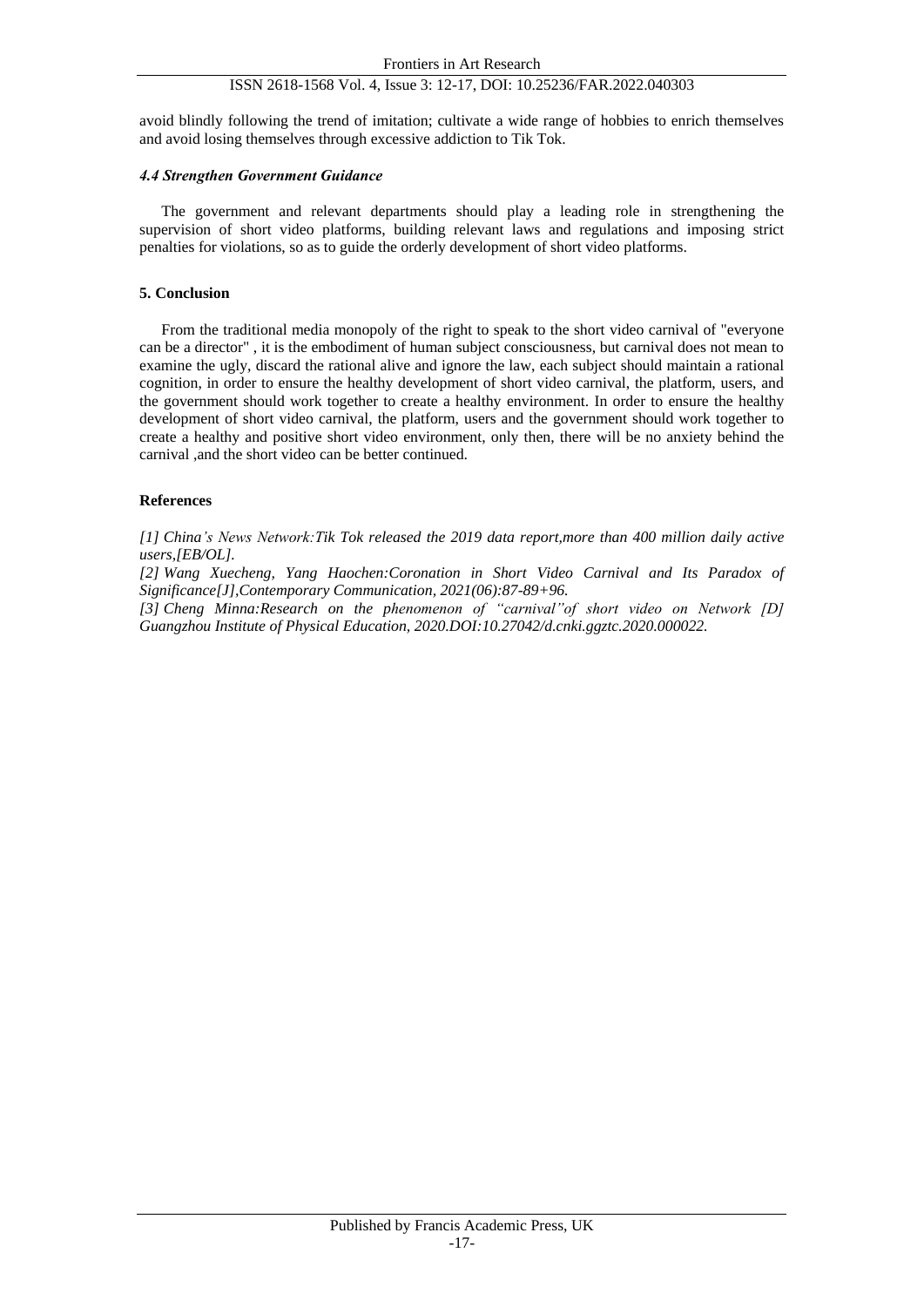avoid blindly following the trend of imitation; cultivate a wide range of hobbies to enrich themselves and avoid losing themselves through excessive addiction to Tik Tok.

### *4.4 Strengthen Government Guidance*

The government and relevant departments should play a leading role in strengthening the supervision of short video platforms, building relevant laws and regulations and imposing strict penalties for violations, so as to guide the orderly development of short video platforms.

## 5. Conclusion

From the traditional media monopoly of the right to speak to the short video carnival of "everyone can be a director" , it is the embodiment of human subject consciousness, but carnival does not mean to examine the ugly, discard the rational alive and ignore the law, each subject should maintain a rational cognition, in order to ensure the healthy development of short video carnival, the platform, users, and the government should work together to create a healthy environment. In order to ensure the healthy development of short video carnival, the platform, users and the government should work together to create a healthy and positive short video environment, only then, there will be no anxiety behind the carnival ,and the short video can be better continued.

## References

*[1] China's News Network:Tik Tok released the 2019 data report,more than 400 million daily active users,[EB/OL].*

*[2] Wang Xuecheng, Yang Haochen:Coronation in Short Video Carnival and Its Paradox of Significance[J],Contemporary Communication, 2021(06):87-89+96.*

*[3] Cheng Minna:Research on the phenomenon of "carnival"of short video on Network [D] Guangzhou Institute of Physical Education, 2020.DOI:10.27042/d.cnki.ggztc.2020.000022.*